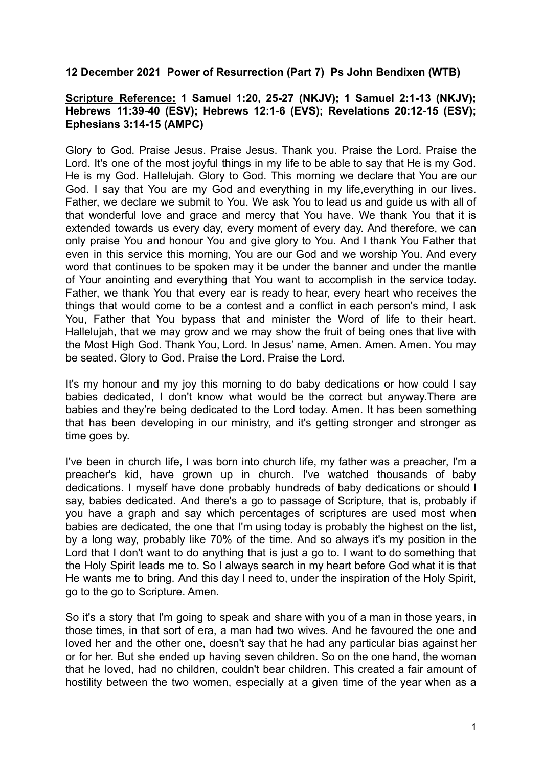**12 December 2021 Power of Resurrection (Part 7) Ps John Bendixen (WTB)**

**Scripture Reference: 1 Samuel 1:20, 25-27 (NKJV); 1 Samuel 2:1-13 (NKJV); Hebrews 11:39-40 (ESV); Hebrews 12:1-6 (EVS); Revelations 20:12-15 (ESV); Ephesians 3:14-15 (AMPC)**

Glory to God. Praise Jesus. Praise Jesus. Thank you. Praise the Lord. Praise the Lord. It's one of the most joyful things in my life to be able to say that He is my God. He is my God. Hallelujah. Glory to God. This morning we declare that You are our God. I say that You are my God and everything in my life,everything in our lives. Father, we declare we submit to You. We ask You to lead us and guide us with all of that wonderful love and grace and mercy that You have. We thank You that it is extended towards us every day, every moment of every day. And therefore, we can only praise You and honour You and give glory to You. And I thank You Father that even in this service this morning, You are our God and we worship You. And every word that continues to be spoken may it be under the banner and under the mantle of Your anointing and everything that You want to accomplish in the service today. Father, we thank You that every ear is ready to hear, every heart who receives the things that would come to be a contest and a conflict in each person's mind, I ask You, Father that You bypass that and minister the Word of life to their heart. Hallelujah, that we may grow and we may show the fruit of being ones that live with the Most High God. Thank You, Lord. In Jesus' name, Amen. Amen. Amen. You may be seated. Glory to God. Praise the Lord. Praise the Lord.

It's my honour and my joy this morning to do baby dedications or how could I say babies dedicated, I don't know what would be the correct but anyway.There are babies and they're being dedicated to the Lord today. Amen. It has been something that has been developing in our ministry, and it's getting stronger and stronger as time goes by.

I've been in church life, I was born into church life, my father was a preacher, I'm a preacher's kid, have grown up in church. I've watched thousands of baby dedications. I myself have done probably hundreds of baby dedications or should I say, babies dedicated. And there's a go to passage of Scripture, that is, probably if you have a graph and say which percentages of scriptures are used most when babies are dedicated, the one that I'm using today is probably the highest on the list, by a long way, probably like 70% of the time. And so always it's my position in the Lord that I don't want to do anything that is just a go to. I want to do something that the Holy Spirit leads me to. So I always search in my heart before God what it is that He wants me to bring. And this day I need to, under the inspiration of the Holy Spirit, go to the go to Scripture. Amen.

So it's a story that I'm going to speak and share with you of a man in those years, in those times, in that sort of era, a man had two wives. And he favoured the one and loved her and the other one, doesn't say that he had any particular bias against her or for her. But she ended up having seven children. So on the one hand, the woman that he loved, had no children, couldn't bear children. This created a fair amount of hostility between the two women, especially at a given time of the year when as a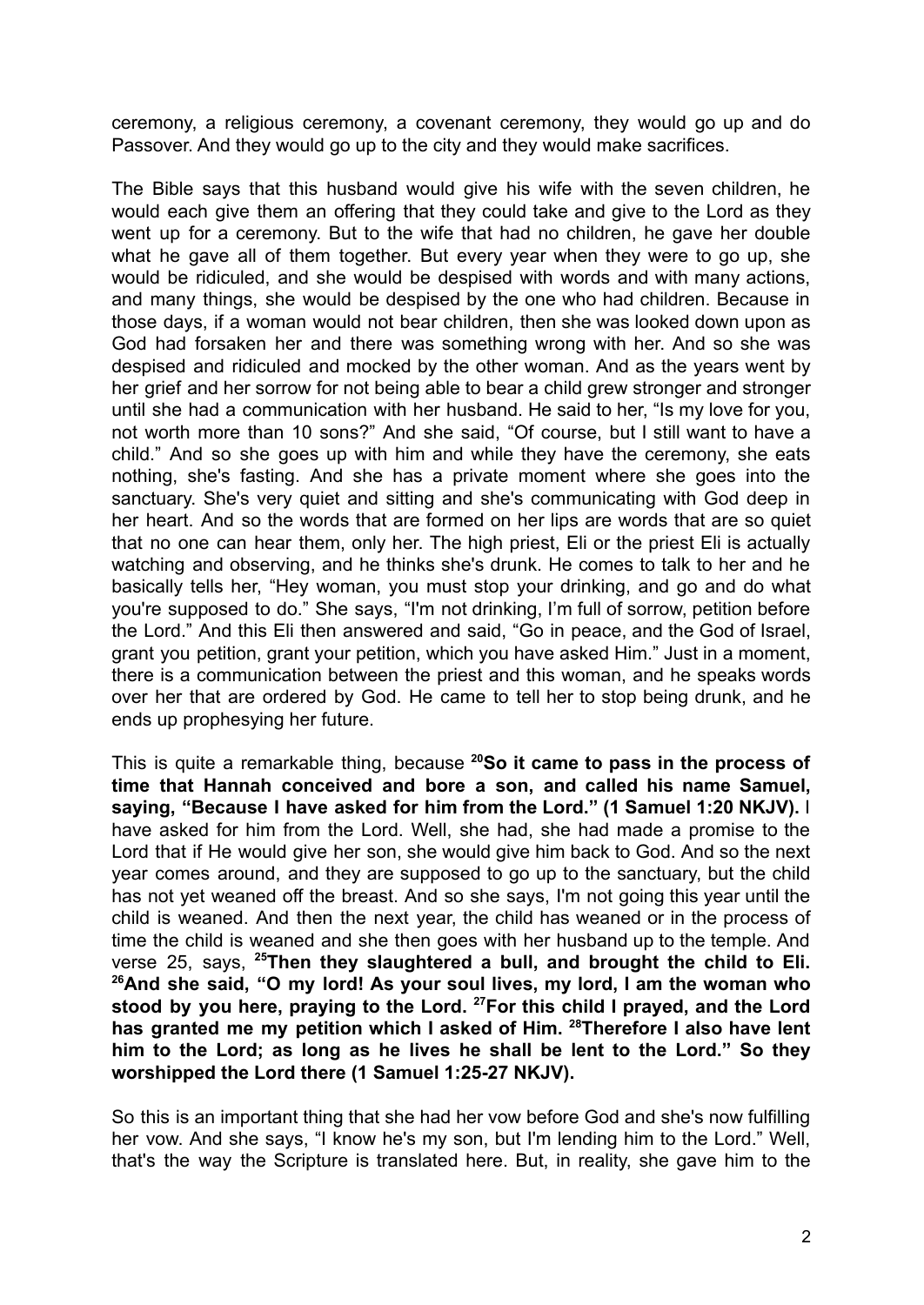ceremony, a religious ceremony, a covenant ceremony, they would go up and do Passover. And they would go up to the city and they would make sacrifices.

The Bible says that this husband would give his wife with the seven children, he would each give them an offering that they could take and give to the Lord as they went up for a ceremony. But to the wife that had no children, he gave her double what he gave all of them together. But every year when they were to go up, she would be ridiculed, and she would be despised with words and with many actions, and many things, she would be despised by the one who had children. Because in those days, if a woman would not bear children, then she was looked down upon as God had forsaken her and there was something wrong with her. And so she was despised and ridiculed and mocked by the other woman. And as the years went by her grief and her sorrow for not being able to bear a child grew stronger and stronger until she had a communication with her husband. He said to her, "Is my love for you, not worth more than 10 sons?" And she said, "Of course, but I still want to have a child." And so she goes up with him and while they have the ceremony, she eats nothing, she's fasting. And she has a private moment where she goes into the sanctuary. She's very quiet and sitting and she's communicating with God deep in her heart. And so the words that are formed on her lips are words that are so quiet that no one can hear them, only her. The high priest, Eli or the priest Eli is actually watching and observing, and he thinks she's drunk. He comes to talk to her and he basically tells her, "Hey woman, you must stop your drinking, and go and do what you're supposed to do." She says, "I'm not drinking, I'm full of sorrow, petition before the Lord." And this Eli then answered and said, "Go in peace, and the God of Israel, grant you petition, grant your petition, which you have asked Him." Just in a moment, there is a communication between the priest and this woman, and he speaks words over her that are ordered by God. He came to tell her to stop being drunk, and he ends up prophesying her future.

This is quite a remarkable thing, because **[20]So it came to pass in the process of time that Hannah conceived and bore a son, and called his name Samuel, saying, "Because I have asked for him from the Lord." (1 Samuel 1:20 NKJV).** I have asked for him from the Lord. Well, she had, she had made a promise to the Lord that if He would give her son, she would give him back to God. And so the next year comes around, and they are supposed to go up to the sanctuary, but the child has not yet weaned off the breast. And so she says, I'm not going this year until the child is weaned. And then the next year, the child has weaned or in the process of time the child is weaned and she then goes with her husband up to the temple. And verse 25, says, **[25]Then they slaughtered a bull, and brought the child to Eli. [26]And she said, "O my lord! As your soul lives, my lord, I am the woman who stood by you here, praying to the Lord. [27]For this child I prayed, and the Lord has granted me my petition which I asked of Him. [28]Therefore I also have lent him to the Lord; as long as he lives he shall be lent to the Lord." So they worshipped the Lord there (1 Samuel 1:25-27 NKJV).**

So this is an important thing that she had her vow before God and she's now fulfilling her vow. And she says, "I know he's my son, but I'm lending him to the Lord." Well, that's the way the Scripture is translated here. But, in reality, she gave him to the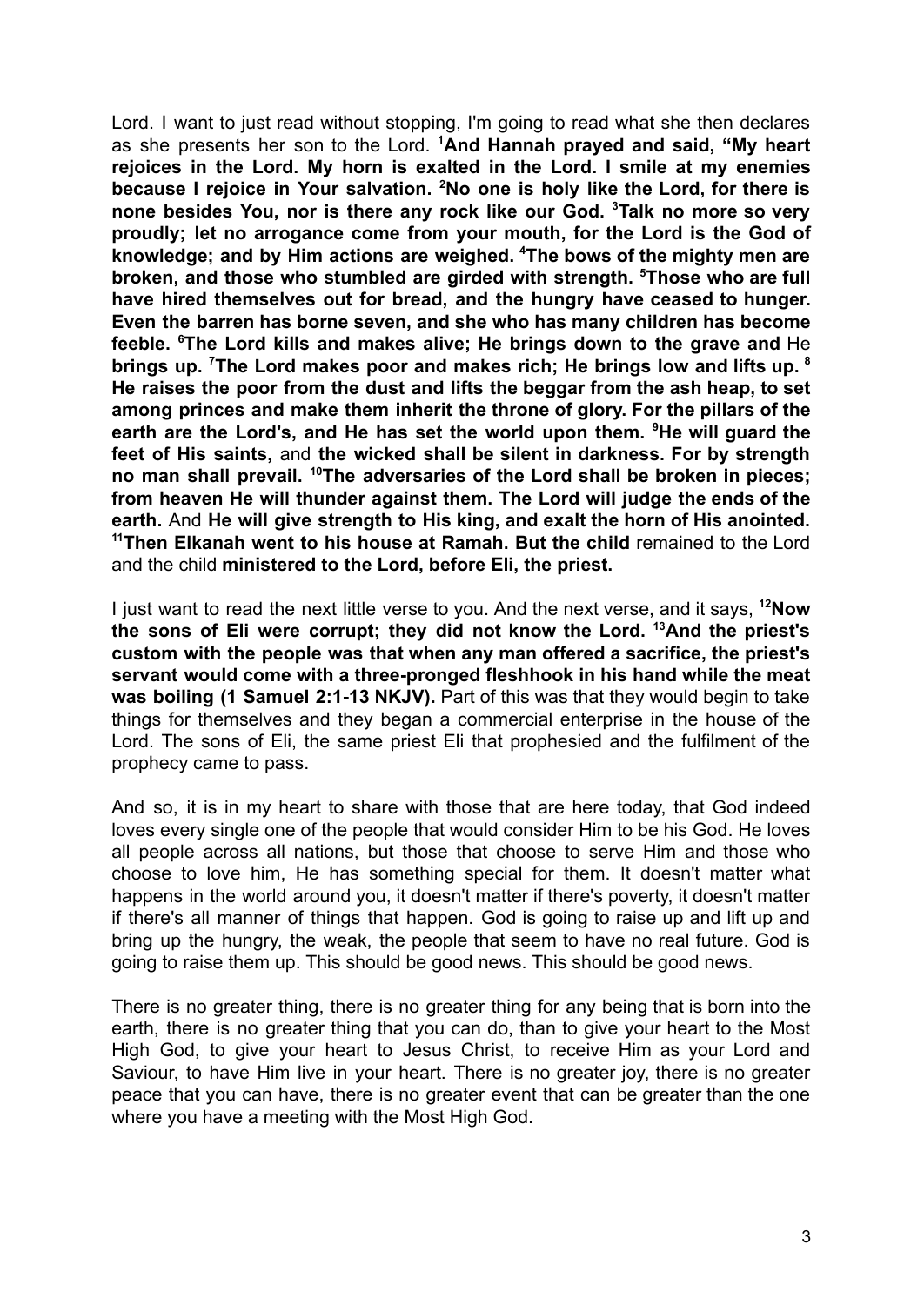Lord. I want to just read without stopping, I'm going to read what she then declares as she presents her son to the Lord. [1]**And Hannah prayed and said, "My heart rejoices in the Lord. My horn is exalted in the Lord. I smile at my enemies because I rejoice in Your salvation. [2]No one is holy like the Lord, for there is none besides You, nor is there any rock like our God. [3]Talk no more so very proudly; let no arrogance come from your mouth, for the Lord is the God of knowledge; and by Him actions are weighed. [4]The bows of the mighty men are broken, and those who stumbled are girded with strength. [5]Those who are full have hired themselves out for bread, and the hungry have ceased to hunger. Even the barren has borne seven, and she who has many children has become feeble. [6]The Lord kills and makes alive; He brings down to the grave and** He **brings up. [7]The Lord makes poor and makes rich; He brings low and lifts up. [8] He raises the poor from the dust and lifts the beggar from the ash heap, to set among princes and make them inherit the throne of glory. For the pillars of the earth are the Lord's, and He has set the world upon them. [9]He will guard the feet of His saints,** and **the wicked shall be silent in darkness. For by strength no man shall prevail. [10]The adversaries of the Lord shall be broken in pieces; from heaven He will thunder against them. The Lord will judge the ends of the earth.** And **He will give strength to His king, and exalt the horn of His anointed. [11]Then Elkanah went to his house at Ramah. But the child** remained to the Lord and the child **ministered to the Lord, before Eli, the priest.**

I just want to read the next little verse to you. And the next verse, and it says, [12]**Now the sons of Eli were corrupt; they did not know the Lord. [13]And the priest's custom with the people was that when any man offered a sacrifice, the priest's servant would come with a three-pronged fleshhook in his hand while the meat was boiling (1 Samuel 2:1-13 NKJV).** Part of this was that they would begin to take things for themselves and they began a commercial enterprise in the house of the Lord. The sons of Eli, the same priest Eli that prophesied and the fulfilment of the prophecy came to pass.

And so, it is in my heart to share with those that are here today, that God indeed loves every single one of the people that would consider Him to be his God. He loves all people across all nations, but those that choose to serve Him and those who choose to love him, He has something special for them. It doesn't matter what happens in the world around you, it doesn't matter if there's poverty, it doesn't matter if there's all manner of things that happen. God is going to raise up and lift up and bring up the hungry, the weak, the people that seem to have no real future. God is going to raise them up. This should be good news. This should be good news.

There is no greater thing, there is no greater thing for any being that is born into the earth, there is no greater thing that you can do, than to give your heart to the Most High God, to give your heart to Jesus Christ, to receive Him as your Lord and Saviour, to have Him live in your heart. There is no greater joy, there is no greater peace that you can have, there is no greater event that can be greater than the one where you have a meeting with the Most High God.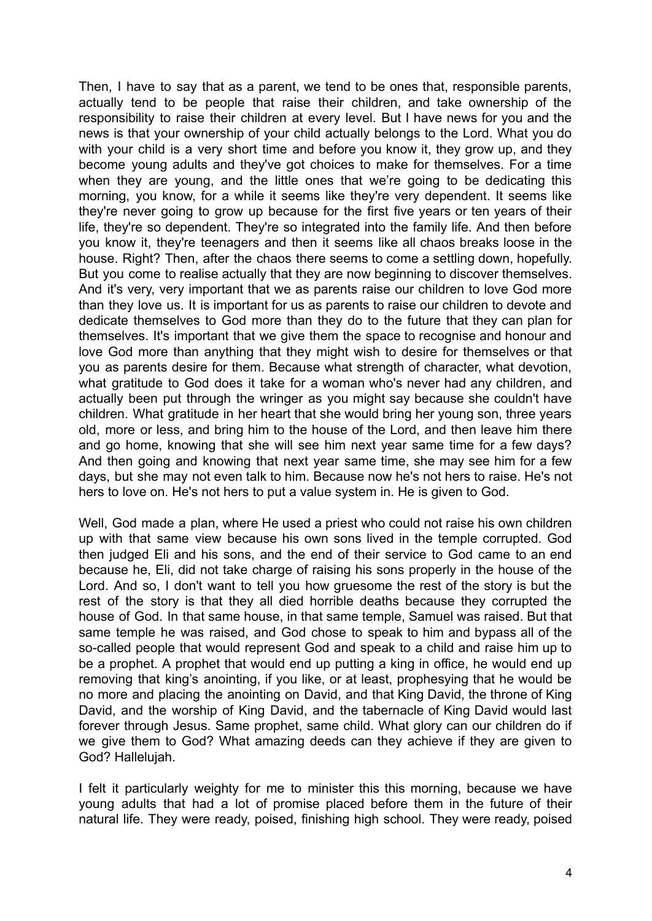Then, I have to say that as a parent, we tend to be ones that, responsible parents, actually tend to be people that raise their children, and take ownership of the responsibility to raise their children at every level. But I have news for you and the news is that your ownership of your child actually belongs to the Lord. What you do with your child is a very short time and before you know it, they grow up, and they become young adults and they've got choices to make for themselves. For a time when they are young, and the little ones that we're going to be dedicating this morning, you know, for a while it seems like they're very dependent. It seems like they're never going to grow up because for the first five years or ten years of their life, they're so dependent. They're so integrated into the family life. And then before you know it, they're teenagers and then it seems like all chaos breaks loose in the house. Right? Then, after the chaos there seems to come a settling down, hopefully. But you come to realise actually that they are now beginning to discover themselves. And it's very, very important that we as parents raise our children to love God more than they love us. It is important for us as parents to raise our children to devote and dedicate themselves to God more than they do to the future that they can plan for themselves. It's important that we give them the space to recognise and honour and love God more than anything that they might wish to desire for themselves or that you as parents desire for them. Because what strength of character, what devotion, what gratitude to God does it take for a woman who's never had any children, and actually been put through the wringer as you might say because she couldn't have children. What gratitude in her heart that she would bring her young son, three years old, more or less, and bring him to the house of the Lord, and then leave him there and go home, knowing that she will see him next year same time for a few days? And then going and knowing that next year same time, she may see him for a few days, but she may not even talk to him. Because now he's not hers to raise. He's not hers to love on. He's not hers to put a value system in. He is given to God.

Well, God made a plan, where He used a priest who could not raise his own children up with that same view because his own sons lived in the temple corrupted. God then judged Eli and his sons, and the end of their service to God came to an end because he, Eli, did not take charge of raising his sons properly in the house of the Lord. And so, I don't want to tell you how gruesome the rest of the story is but the rest of the story is that they all died horrible deaths because they corrupted the house of God. In that same house, in that same temple, Samuel was raised. But that same temple he was raised, and God chose to speak to him and bypass all of the so-called people that would represent God and speak to a child and raise him up to be a prophet. A prophet that would end up putting a king in office, he would end up removing that king's anointing, if you like, or at least, prophesying that he would be no more and placing the anointing on David, and that King David, the throne of King David, and the worship of King David, and the tabernacle of King David would last forever through Jesus. Same prophet, same child. What glory can our children do if we give them to God? What amazing deeds can they achieve if they are given to God? Hallelujah.

I felt it particularly weighty for me to minister this this morning, because we have young adults that had a lot of promise placed before them in the future of their natural life. They were ready, poised, finishing high school. They were ready, poised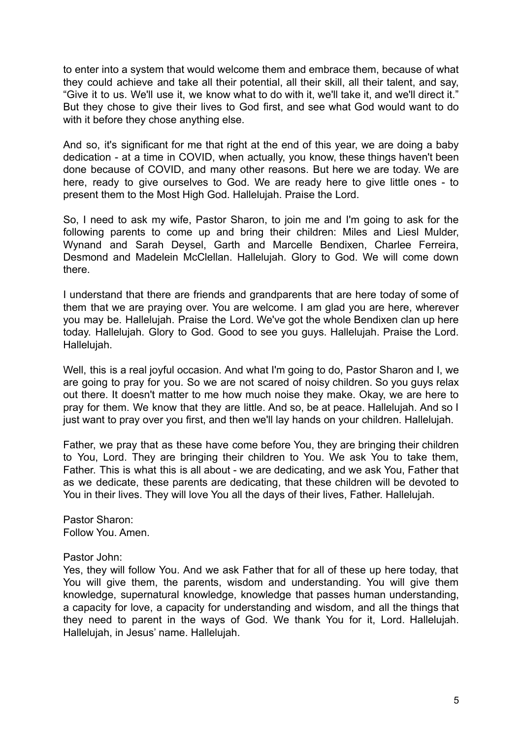to enter into a system that would welcome them and embrace them, because of what they could achieve and take all their potential, all their skill, all their talent, and say, “Give it to us. We'll use it, we know what to do with it, we'll take it, and we'll direct it.” But they chose to give their lives to God first, and see what God would want to do with it before they chose anything else.

And so, it's significant for me that right at the end of this year, we are doing a baby dedication - at a time in COVID, when actually, you know, these things haven't been done because of COVID, and many other reasons. But here we are today. We are here, ready to give ourselves to God. We are ready here to give little ones - to present them to the Most High God. Hallelujah. Praise the Lord.

So, I need to ask my wife, Pastor Sharon, to join me and I'm going to ask for the following parents to come up and bring their children: Miles and Liesl Mulder, Wynand and Sarah Deysel, Garth and Marcelle Bendixen, Charlee Ferreira, Desmond and Madelein McClellan. Hallelujah. Glory to God. We will come down there.

I understand that there are friends and grandparents that are here today of some of them that we are praying over. You are welcome. I am glad you are here, wherever you may be. Hallelujah. Praise the Lord. We've got the whole Bendixen clan up here today. Hallelujah. Glory to God. Good to see you guys. Hallelujah. Praise the Lord. Hallelujah.

Well, this is a real joyful occasion. And what I'm going to do, Pastor Sharon and I, we are going to pray for you. So we are not scared of noisy children. So you guys relax out there. It doesn't matter to me how much noise they make. Okay, we are here to pray for them. We know that they are little. And so, be at peace. Hallelujah. And so I just want to pray over you first, and then we'll lay hands on your children. Hallelujah.

Father, we pray that as these have come before You, they are bringing their children to You, Lord. They are bringing their children to You. We ask You to take them, Father. This is what this is all about - we are dedicating, and we ask You, Father that as we dedicate, these parents are dedicating, that these children will be devoted to You in their lives. They will love You all the days of their lives, Father. Hallelujah.

Pastor Sharon:
Follow You. Amen.

Pastor John:
Yes, they will follow You. And we ask Father that for all of these up here today, that You will give them, the parents, wisdom and understanding. You will give them knowledge, supernatural knowledge, knowledge that passes human understanding, a capacity for love, a capacity for understanding and wisdom, and all the things that they need to parent in the ways of God. We thank You for it, Lord. Hallelujah. Hallelujah, in Jesus' name. Hallelujah.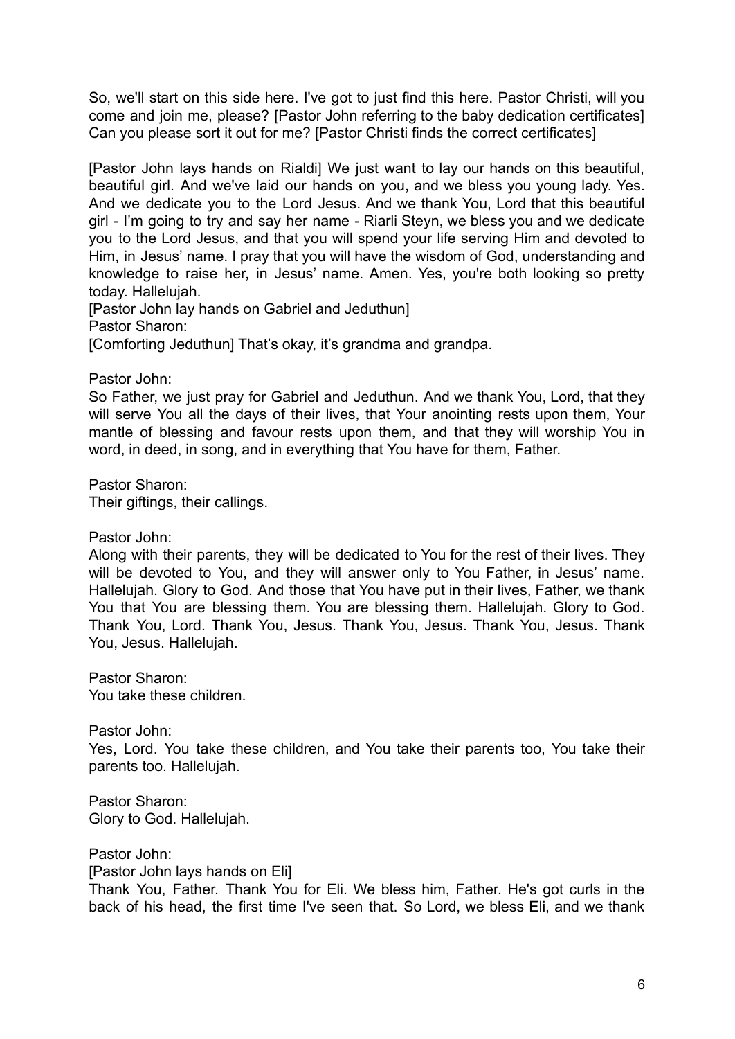So, we'll start on this side here. I've got to just find this here. Pastor Christi, will you come and join me, please? [Pastor John referring to the baby dedication certificates] Can you please sort it out for me? [Pastor Christi finds the correct certificates]

[Pastor John lays hands on Rialdi] We just want to lay our hands on this beautiful, beautiful girl. And we've laid our hands on you, and we bless you young lady. Yes. And we dedicate you to the Lord Jesus. And we thank You, Lord that this beautiful girl - I'm going to try and say her name - Riarli Steyn, we bless you and we dedicate you to the Lord Jesus, and that you will spend your life serving Him and devoted to Him, in Jesus' name. I pray that you will have the wisdom of God, understanding and knowledge to raise her, in Jesus' name. Amen. Yes, you're both looking so pretty today. Hallelujah.
[Pastor John lay hands on Gabriel and Jeduthun]
Pastor Sharon:
[Comforting Jeduthun] That's okay, it's grandma and grandpa.

Pastor John:
So Father, we just pray for Gabriel and Jeduthun. And we thank You, Lord, that they will serve You all the days of their lives, that Your anointing rests upon them, Your mantle of blessing and favour rests upon them, and that they will worship You in word, in deed, in song, and in everything that You have for them, Father.

Pastor Sharon:
Their giftings, their callings.

Pastor John:
Along with their parents, they will be dedicated to You for the rest of their lives. They will be devoted to You, and they will answer only to You Father, in Jesus' name. Hallelujah. Glory to God. And those that You have put in their lives, Father, we thank You that You are blessing them. You are blessing them. Hallelujah. Glory to God. Thank You, Lord. Thank You, Jesus. Thank You, Jesus. Thank You, Jesus. Thank You, Jesus. Hallelujah.

Pastor Sharon:
You take these children.

Pastor John:
Yes, Lord. You take these children, and You take their parents too, You take their parents too. Hallelujah.

Pastor Sharon:
Glory to God. Hallelujah.

Pastor John:
[Pastor John lays hands on Eli]
Thank You, Father. Thank You for Eli. We bless him, Father. He's got curls in the back of his head, the first time I've seen that. So Lord, we bless Eli, and we thank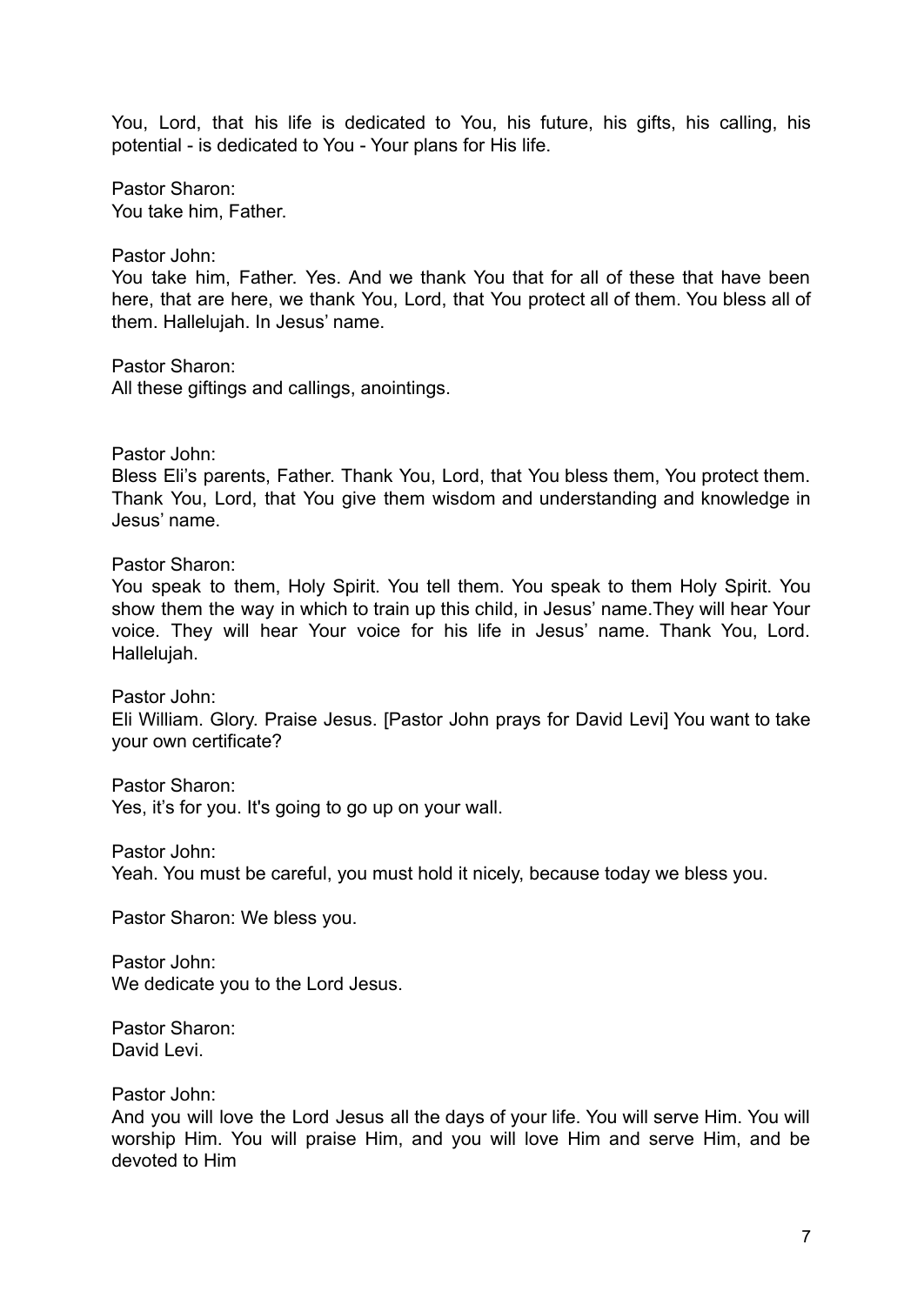You, Lord, that his life is dedicated to You, his future, his gifts, his calling, his potential - is dedicated to You - Your plans for His life.

Pastor Sharon:
You take him, Father.

Pastor John:
You take him, Father. Yes. And we thank You that for all of these that have been here, that are here, we thank You, Lord, that You protect all of them. You bless all of them. Hallelujah. In Jesus' name.

Pastor Sharon:
All these giftings and callings, anointings.

Pastor John:
Bless Eli's parents, Father. Thank You, Lord, that You bless them, You protect them. Thank You, Lord, that You give them wisdom and understanding and knowledge in Jesus' name.

Pastor Sharon:
You speak to them, Holy Spirit. You tell them. You speak to them Holy Spirit. You show them the way in which to train up this child, in Jesus' name.They will hear Your voice. They will hear Your voice for his life in Jesus' name. Thank You, Lord. Hallelujah.

Pastor John:
Eli William. Glory. Praise Jesus. [Pastor John prays for David Levi] You want to take your own certificate?

Pastor Sharon:
Yes, it's for you. It's going to go up on your wall.

Pastor John:
Yeah. You must be careful, you must hold it nicely, because today we bless you.

Pastor Sharon: We bless you.

Pastor John:
We dedicate you to the Lord Jesus.

Pastor Sharon:
David Levi.

Pastor John:
And you will love the Lord Jesus all the days of your life. You will serve Him. You will worship Him. You will praise Him, and you will love Him and serve Him, and be devoted to Him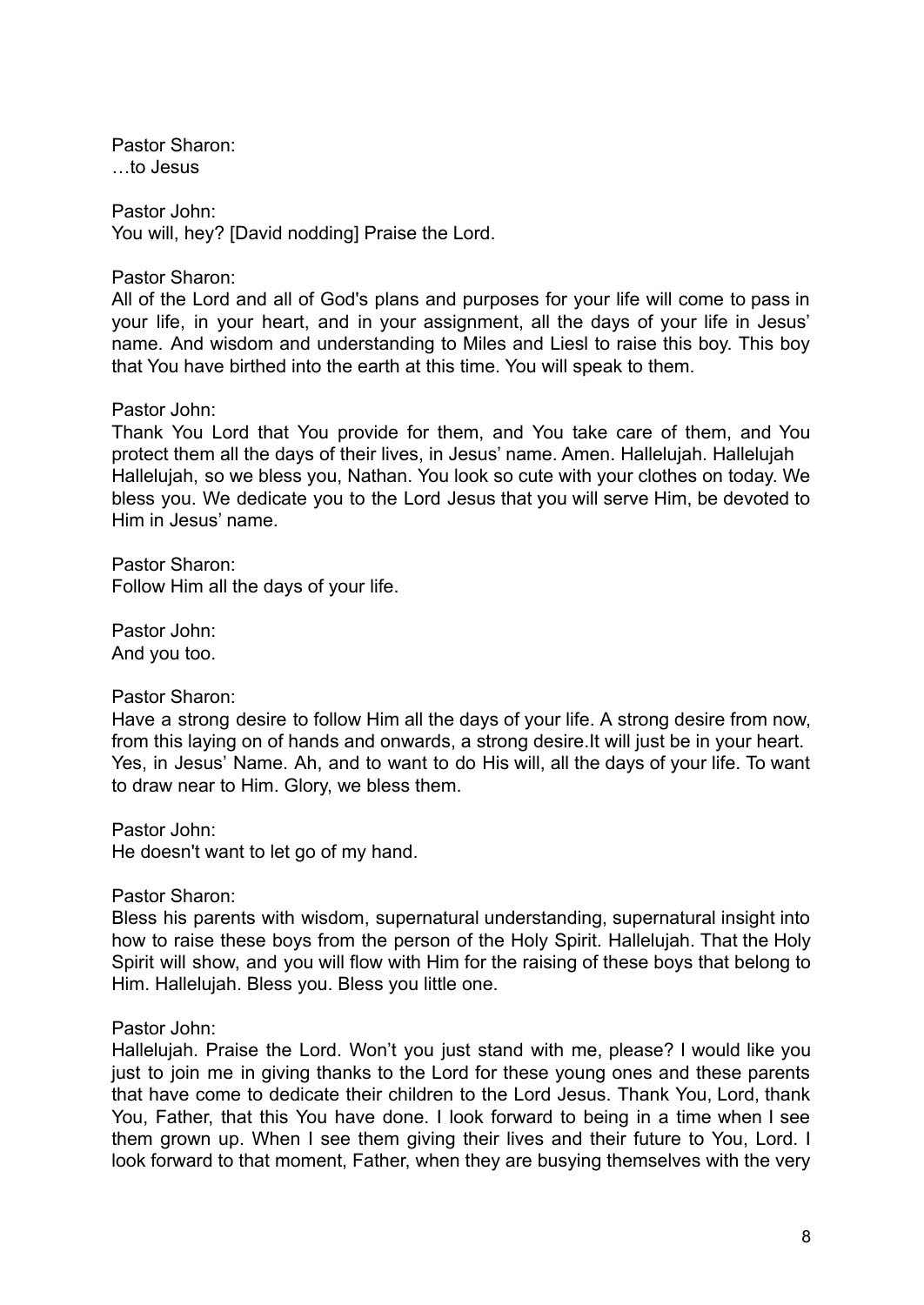Pastor Sharon:
…to Jesus

Pastor John:
You will, hey? [David nodding] Praise the Lord.

Pastor Sharon:
All of the Lord and all of God's plans and purposes for your life will come to pass in your life, in your heart, and in your assignment, all the days of your life in Jesus' name. And wisdom and understanding to Miles and Liesl to raise this boy. This boy that You have birthed into the earth at this time. You will speak to them.

Pastor John:
Thank You Lord that You provide for them, and You take care of them, and You protect them all the days of their lives, in Jesus' name. Amen. Hallelujah. Hallelujah Hallelujah, so we bless you, Nathan. You look so cute with your clothes on today. We bless you. We dedicate you to the Lord Jesus that you will serve Him, be devoted to Him in Jesus' name.

Pastor Sharon:
Follow Him all the days of your life.

Pastor John:
And you too.

Pastor Sharon:
Have a strong desire to follow Him all the days of your life. A strong desire from now, from this laying on of hands and onwards, a strong desire.It will just be in your heart. Yes, in Jesus' Name. Ah, and to want to do His will, all the days of your life. To want to draw near to Him. Glory, we bless them.

Pastor John:
He doesn't want to let go of my hand.

Pastor Sharon:
Bless his parents with wisdom, supernatural understanding, supernatural insight into how to raise these boys from the person of the Holy Spirit. Hallelujah. That the Holy Spirit will show, and you will flow with Him for the raising of these boys that belong to Him. Hallelujah. Bless you. Bless you little one.

Pastor John:
Hallelujah. Praise the Lord. Won't you just stand with me, please? I would like you just to join me in giving thanks to the Lord for these young ones and these parents that have come to dedicate their children to the Lord Jesus. Thank You, Lord, thank You, Father, that this You have done. I look forward to being in a time when I see them grown up. When I see them giving their lives and their future to You, Lord. I look forward to that moment, Father, when they are busying themselves with the very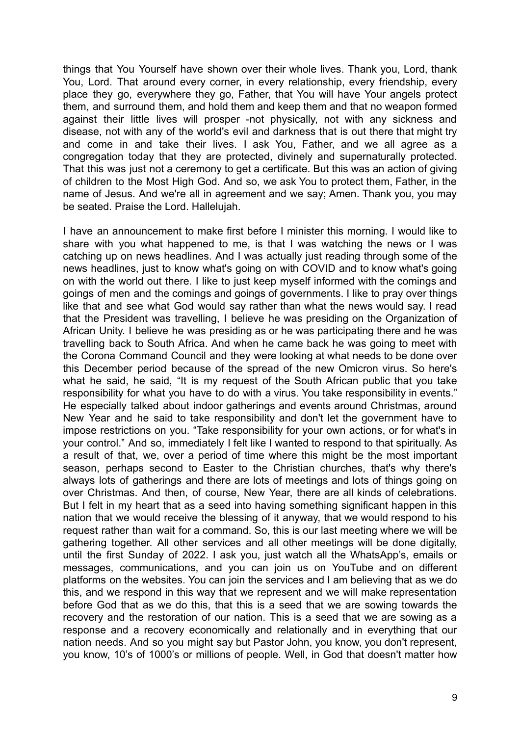things that You Yourself have shown over their whole lives. Thank you, Lord, thank You, Lord. That around every corner, in every relationship, every friendship, every place they go, everywhere they go, Father, that You will have Your angels protect them, and surround them, and hold them and keep them and that no weapon formed against their little lives will prosper -not physically, not with any sickness and disease, not with any of the world's evil and darkness that is out there that might try and come in and take their lives. I ask You, Father, and we all agree as a congregation today that they are protected, divinely and supernaturally protected. That this was just not a ceremony to get a certificate. But this was an action of giving of children to the Most High God. And so, we ask You to protect them, Father, in the name of Jesus. And we're all in agreement and we say; Amen. Thank you, you may be seated. Praise the Lord. Hallelujah.

I have an announcement to make first before I minister this morning. I would like to share with you what happened to me, is that I was watching the news or I was catching up on news headlines. And I was actually just reading through some of the news headlines, just to know what's going on with COVID and to know what's going on with the world out there. I like to just keep myself informed with the comings and goings of men and the comings and goings of governments. I like to pray over things like that and see what God would say rather than what the news would say. I read that the President was travelling, I believe he was presiding on the Organization of African Unity. I believe he was presiding as or he was participating there and he was travelling back to South Africa. And when he came back he was going to meet with the Corona Command Council and they were looking at what needs to be done over this December period because of the spread of the new Omicron virus. So here's what he said, he said, "It is my request of the South African public that you take responsibility for what you have to do with a virus. You take responsibility in events." He especially talked about indoor gatherings and events around Christmas, around New Year and he said to take responsibility and don't let the government have to impose restrictions on you. "Take responsibility for your own actions, or for what's in your control." And so, immediately I felt like I wanted to respond to that spiritually. As a result of that, we, over a period of time where this might be the most important season, perhaps second to Easter to the Christian churches, that's why there's always lots of gatherings and there are lots of meetings and lots of things going on over Christmas. And then, of course, New Year, there are all kinds of celebrations. But I felt in my heart that as a seed into having something significant happen in this nation that we would receive the blessing of it anyway, that we would respond to his request rather than wait for a command. So, this is our last meeting where we will be gathering together. All other services and all other meetings will be done digitally, until the first Sunday of 2022. I ask you, just watch all the WhatsApp's, emails or messages, communications, and you can join us on YouTube and on different platforms on the websites. You can join the services and I am believing that as we do this, and we respond in this way that we represent and we will make representation before God that as we do this, that this is a seed that we are sowing towards the recovery and the restoration of our nation. This is a seed that we are sowing as a response and a recovery economically and relationally and in everything that our nation needs. And so you might say but Pastor John, you know, you don't represent, you know, 10's of 1000's or millions of people. Well, in God that doesn't matter how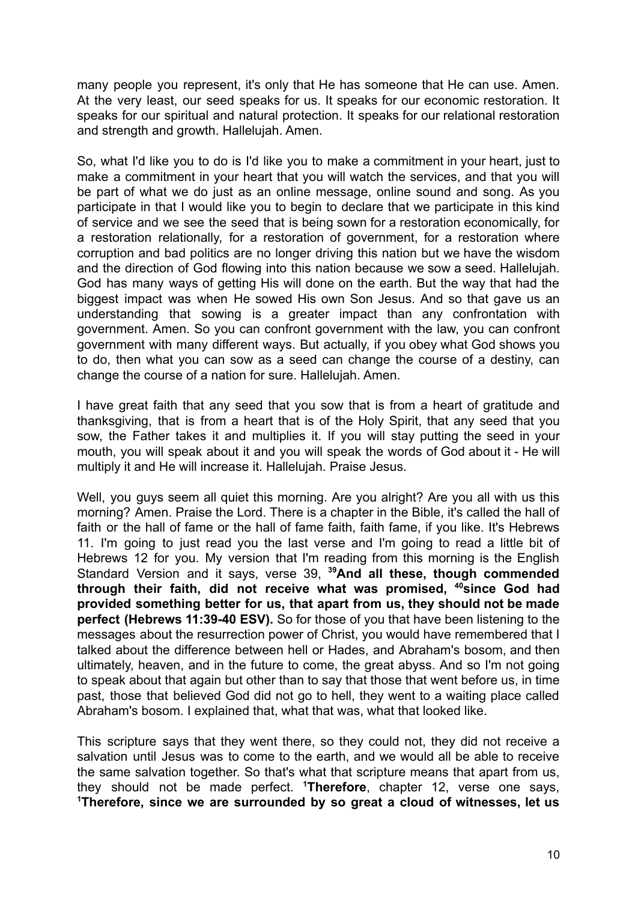many people you represent, it's only that He has someone that He can use. Amen. At the very least, our seed speaks for us. It speaks for our economic restoration. It speaks for our spiritual and natural protection. It speaks for our relational restoration and strength and growth. Hallelujah. Amen.

So, what I'd like you to do is I'd like you to make a commitment in your heart, just to make a commitment in your heart that you will watch the services, and that you will be part of what we do just as an online message, online sound and song. As you participate in that I would like you to begin to declare that we participate in this kind of service and we see the seed that is being sown for a restoration economically, for a restoration relationally, for a restoration of government, for a restoration where corruption and bad politics are no longer driving this nation but we have the wisdom and the direction of God flowing into this nation because we sow a seed. Hallelujah. God has many ways of getting His will done on the earth. But the way that had the biggest impact was when He sowed His own Son Jesus. And so that gave us an understanding that sowing is a greater impact than any confrontation with government. Amen. So you can confront government with the law, you can confront government with many different ways. But actually, if you obey what God shows you to do, then what you can sow as a seed can change the course of a destiny, can change the course of a nation for sure. Hallelujah. Amen.

I have great faith that any seed that you sow that is from a heart of gratitude and thanksgiving, that is from a heart that is of the Holy Spirit, that any seed that you sow, the Father takes it and multiplies it. If you will stay putting the seed in your mouth, you will speak about it and you will speak the words of God about it - He will multiply it and He will increase it. Hallelujah. Praise Jesus.

Well, you guys seem all quiet this morning. Are you alright? Are you all with us this morning? Amen. Praise the Lord. There is a chapter in the Bible, it's called the hall of faith or the hall of fame or the hall of fame faith, faith fame, if you like. It's Hebrews 11. I'm going to just read you the last verse and I'm going to read a little bit of Hebrews 12 for you. My version that I'm reading from this morning is the English Standard Version and it says, verse 39, **[39]And all these, though commended through their faith, did not receive what was promised, [40]since God had provided something better for us, that apart from us, they should not be made perfect (Hebrews 11:39-40 ESV).** So for those of you that have been listening to the messages about the resurrection power of Christ, you would have remembered that I talked about the difference between hell or Hades, and Abraham's bosom, and then ultimately, heaven, and in the future to come, the great abyss. And so I'm not going to speak about that again but other than to say that those that went before us, in time past, those that believed God did not go to hell, they went to a waiting place called Abraham's bosom. I explained that, what that was, what that looked like.

This scripture says that they went there, so they could not, they did not receive a salvation until Jesus was to come to the earth, and we would all be able to receive the same salvation together. So that's what that scripture means that apart from us, they should not be made perfect. **[1]Therefore**, chapter 12, verse one says, **[1]Therefore, since we are surrounded by so great a cloud of witnesses, let us**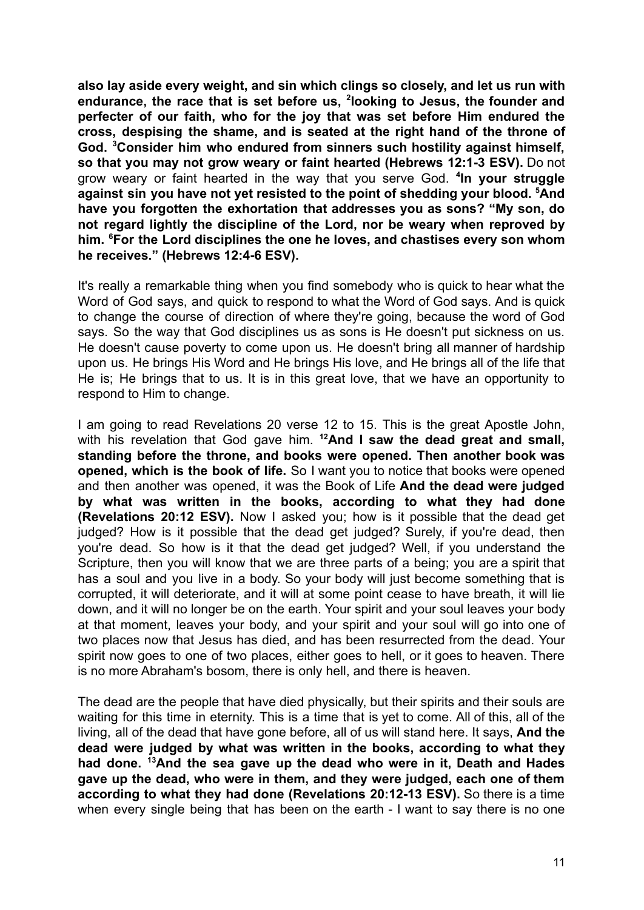**also lay aside every weight, and sin which clings so closely, and let us run with endurance, the race that is set before us, [2]looking to Jesus, the founder and perfecter of our faith, who for the joy that was set before Him endured the cross, despising the shame, and is seated at the right hand of the throne of God. [3]Consider him who endured from sinners such hostility against himself, so that you may not grow weary or faint hearted (Hebrews 12:1-3 ESV).** Do not grow weary or faint hearted in the way that you serve God. **[4]In your struggle against sin you have not yet resisted to the point of shedding your blood. [5]And have you forgotten the exhortation that addresses you as sons? "My son, do not regard lightly the discipline of the Lord, nor be weary when reproved by him. [6]For the Lord disciplines the one he loves, and chastises every son whom he receives." (Hebrews 12:4-6 ESV).**

It's really a remarkable thing when you find somebody who is quick to hear what the Word of God says, and quick to respond to what the Word of God says. And is quick to change the course of direction of where they're going, because the word of God says. So the way that God disciplines us as sons is He doesn't put sickness on us. He doesn't cause poverty to come upon us. He doesn't bring all manner of hardship upon us. He brings His Word and He brings His love, and He brings all of the life that He is; He brings that to us. It is in this great love, that we have an opportunity to respond to Him to change.

I am going to read Revelations 20 verse 12 to 15. This is the great Apostle John, with his revelation that God gave him. **[12]And I saw the dead great and small, standing before the throne, and books were opened. Then another book was opened, which is the book of life.** So I want you to notice that books were opened and then another was opened, it was the Book of Life **And the dead were judged by what was written in the books, according to what they had done (Revelations 20:12 ESV).** Now I asked you; how is it possible that the dead get judged? How is it possible that the dead get judged? Surely, if you're dead, then you're dead. So how is it that the dead get judged? Well, if you understand the Scripture, then you will know that we are three parts of a being; you are a spirit that has a soul and you live in a body. So your body will just become something that is corrupted, it will deteriorate, and it will at some point cease to have breath, it will lie down, and it will no longer be on the earth. Your spirit and your soul leaves your body at that moment, leaves your body, and your spirit and your soul will go into one of two places now that Jesus has died, and has been resurrected from the dead. Your spirit now goes to one of two places, either goes to hell, or it goes to heaven. There is no more Abraham's bosom, there is only hell, and there is heaven.

The dead are the people that have died physically, but their spirits and their souls are waiting for this time in eternity. This is a time that is yet to come. All of this, all of the living, all of the dead that have gone before, all of us will stand here. It says, **And the dead were judged by what was written in the books, according to what they had done. [13]And the sea gave up the dead who were in it, Death and Hades gave up the dead, who were in them, and they were judged, each one of them according to what they had done (Revelations 20:12-13 ESV).** So there is a time when every single being that has been on the earth - I want to say there is no one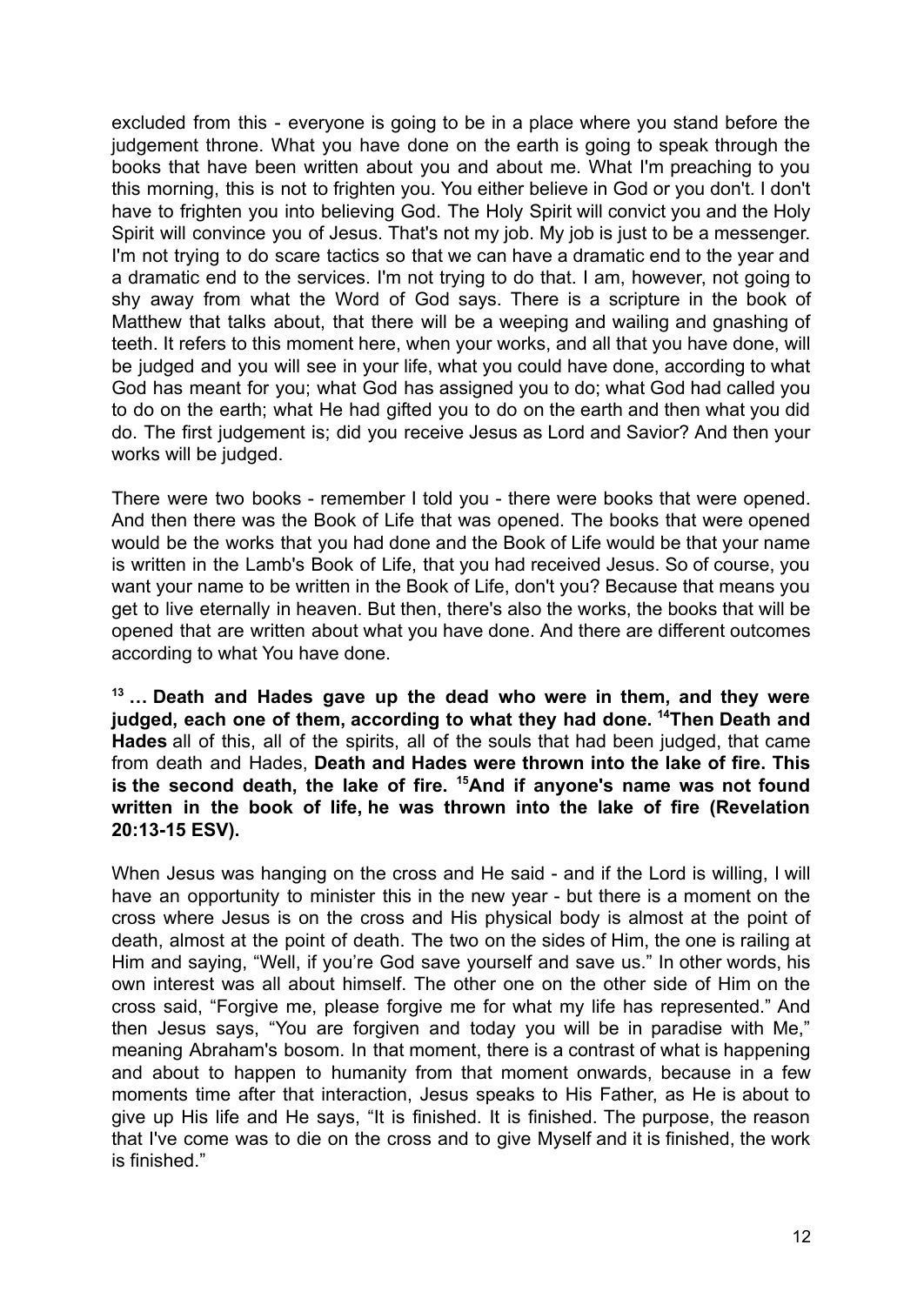excluded from this - everyone is going to be in a place where you stand before the judgement throne. What you have done on the earth is going to speak through the books that have been written about you and about me. What I'm preaching to you this morning, this is not to frighten you. You either believe in God or you don't. I don't have to frighten you into believing God. The Holy Spirit will convict you and the Holy Spirit will convince you of Jesus. That's not my job. My job is just to be a messenger. I'm not trying to do scare tactics so that we can have a dramatic end to the year and a dramatic end to the services. I'm not trying to do that. I am, however, not going to shy away from what the Word of God says. There is a scripture in the book of Matthew that talks about, that there will be a weeping and wailing and gnashing of teeth. It refers to this moment here, when your works, and all that you have done, will be judged and you will see in your life, what you could have done, according to what God has meant for you; what God has assigned you to do; what God had called you to do on the earth; what He had gifted you to do on the earth and then what you did do. The first judgement is; did you receive Jesus as Lord and Savior? And then your works will be judged.

There were two books - remember I told you - there were books that were opened. And then there was the Book of Life that was opened. The books that were opened would be the works that you had done and the Book of Life would be that your name is written in the Lamb's Book of Life, that you had received Jesus. So of course, you want your name to be written in the Book of Life, don't you? Because that means you get to live eternally in heaven. But then, there's also the works, the books that will be opened that are written about what you have done. And there are different outcomes according to what You have done.

**13 … Death and Hades gave up the dead who were in them, and they were judged, each one of them, according to what they had done. 14 Then Death and Hades** all of this, all of the spirits, all of the souls that had been judged, that came from death and Hades, **Death and Hades were thrown into the lake of fire. This is the second death, the lake of fire. 15 And if anyone's name was not found written in the book of life, he was thrown into the lake of fire (Revelation 20:13-15 ESV).**

When Jesus was hanging on the cross and He said - and if the Lord is willing, I will have an opportunity to minister this in the new year - but there is a moment on the cross where Jesus is on the cross and His physical body is almost at the point of death, almost at the point of death. The two on the sides of Him, the one is railing at Him and saying, "Well, if you're God save yourself and save us." In other words, his own interest was all about himself. The other one on the other side of Him on the cross said, "Forgive me, please forgive me for what my life has represented." And then Jesus says, "You are forgiven and today you will be in paradise with Me," meaning Abraham's bosom. In that moment, there is a contrast of what is happening and about to happen to humanity from that moment onwards, because in a few moments time after that interaction, Jesus speaks to His Father, as He is about to give up His life and He says, "It is finished. It is finished. The purpose, the reason that I've come was to die on the cross and to give Myself and it is finished, the work is finished."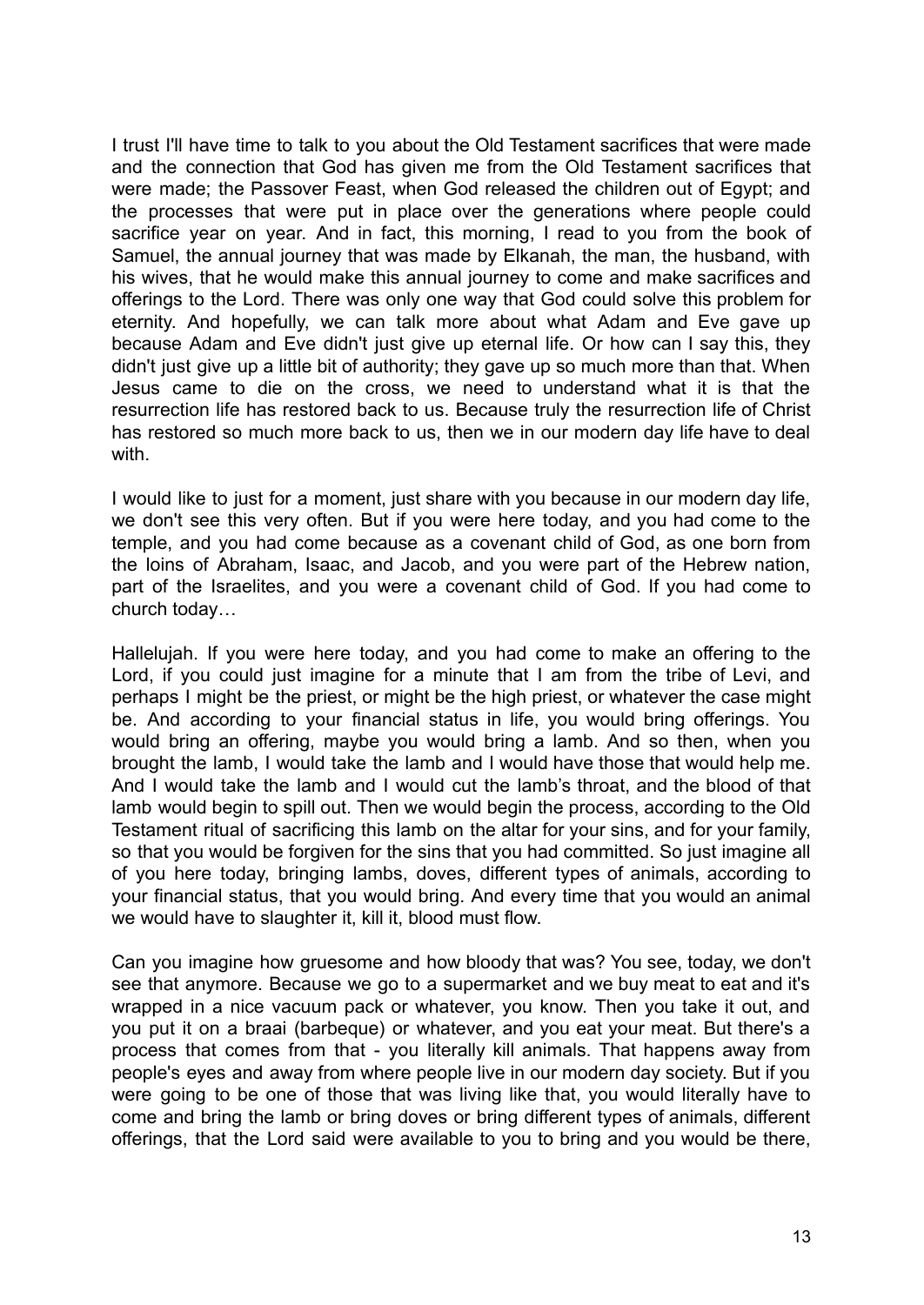I trust I'll have time to talk to you about the Old Testament sacrifices that were made and the connection that God has given me from the Old Testament sacrifices that were made; the Passover Feast, when God released the children out of Egypt; and the processes that were put in place over the generations where people could sacrifice year on year. And in fact, this morning, I read to you from the book of Samuel, the annual journey that was made by Elkanah, the man, the husband, with his wives, that he would make this annual journey to come and make sacrifices and offerings to the Lord. There was only one way that God could solve this problem for eternity. And hopefully, we can talk more about what Adam and Eve gave up because Adam and Eve didn't just give up eternal life. Or how can I say this, they didn't just give up a little bit of authority; they gave up so much more than that. When Jesus came to die on the cross, we need to understand what it is that the resurrection life has restored back to us. Because truly the resurrection life of Christ has restored so much more back to us, then we in our modern day life have to deal with.

I would like to just for a moment, just share with you because in our modern day life, we don't see this very often. But if you were here today, and you had come to the temple, and you had come because as a covenant child of God, as one born from the loins of Abraham, Isaac, and Jacob, and you were part of the Hebrew nation, part of the Israelites, and you were a covenant child of God. If you had come to church today…

Hallelujah. If you were here today, and you had come to make an offering to the Lord, if you could just imagine for a minute that I am from the tribe of Levi, and perhaps I might be the priest, or might be the high priest, or whatever the case might be. And according to your financial status in life, you would bring offerings. You would bring an offering, maybe you would bring a lamb. And so then, when you brought the lamb, I would take the lamb and I would have those that would help me. And I would take the lamb and I would cut the lamb's throat, and the blood of that lamb would begin to spill out. Then we would begin the process, according to the Old Testament ritual of sacrificing this lamb on the altar for your sins, and for your family, so that you would be forgiven for the sins that you had committed. So just imagine all of you here today, bringing lambs, doves, different types of animals, according to your financial status, that you would bring. And every time that you would an animal we would have to slaughter it, kill it, blood must flow.

Can you imagine how gruesome and how bloody that was? You see, today, we don't see that anymore. Because we go to a supermarket and we buy meat to eat and it's wrapped in a nice vacuum pack or whatever, you know. Then you take it out, and you put it on a braai (barbeque) or whatever, and you eat your meat. But there's a process that comes from that - you literally kill animals. That happens away from people's eyes and away from where people live in our modern day society. But if you were going to be one of those that was living like that, you would literally have to come and bring the lamb or bring doves or bring different types of animals, different offerings, that the Lord said were available to you to bring and you would be there,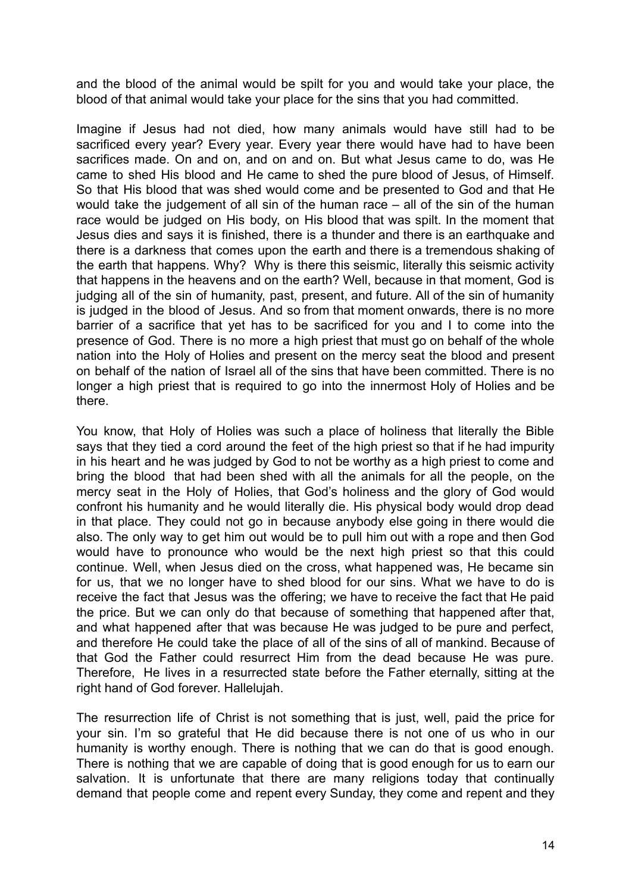and the blood of the animal would be spilt for you and would take your place, the blood of that animal would take your place for the sins that you had committed.

Imagine if Jesus had not died, how many animals would have still had to be sacrificed every year? Every year. Every year there would have had to have been sacrifices made. On and on, and on and on. But what Jesus came to do, was He came to shed His blood and He came to shed the pure blood of Jesus, of Himself. So that His blood that was shed would come and be presented to God and that He would take the judgement of all sin of the human race – all of the sin of the human race would be judged on His body, on His blood that was spilt. In the moment that Jesus dies and says it is finished, there is a thunder and there is an earthquake and there is a darkness that comes upon the earth and there is a tremendous shaking of the earth that happens. Why? Why is there this seismic, literally this seismic activity that happens in the heavens and on the earth? Well, because in that moment, God is judging all of the sin of humanity, past, present, and future. All of the sin of humanity is judged in the blood of Jesus. And so from that moment onwards, there is no more barrier of a sacrifice that yet has to be sacrificed for you and I to come into the presence of God. There is no more a high priest that must go on behalf of the whole nation into the Holy of Holies and present on the mercy seat the blood and present on behalf of the nation of Israel all of the sins that have been committed. There is no longer a high priest that is required to go into the innermost Holy of Holies and be there.

You know, that Holy of Holies was such a place of holiness that literally the Bible says that they tied a cord around the feet of the high priest so that if he had impurity in his heart and he was judged by God to not be worthy as a high priest to come and bring the blood that had been shed with all the animals for all the people, on the mercy seat in the Holy of Holies, that God's holiness and the glory of God would confront his humanity and he would literally die. His physical body would drop dead in that place. They could not go in because anybody else going in there would die also. The only way to get him out would be to pull him out with a rope and then God would have to pronounce who would be the next high priest so that this could continue. Well, when Jesus died on the cross, what happened was, He became sin for us, that we no longer have to shed blood for our sins. What we have to do is receive the fact that Jesus was the offering; we have to receive the fact that He paid the price. But we can only do that because of something that happened after that, and what happened after that was because He was judged to be pure and perfect, and therefore He could take the place of all of the sins of all of mankind. Because of that God the Father could resurrect Him from the dead because He was pure. Therefore, He lives in a resurrected state before the Father eternally, sitting at the right hand of God forever. Hallelujah.

The resurrection life of Christ is not something that is just, well, paid the price for your sin. I'm so grateful that He did because there is not one of us who in our humanity is worthy enough. There is nothing that we can do that is good enough. There is nothing that we are capable of doing that is good enough for us to earn our salvation. It is unfortunate that there are many religions today that continually demand that people come and repent every Sunday, they come and repent and they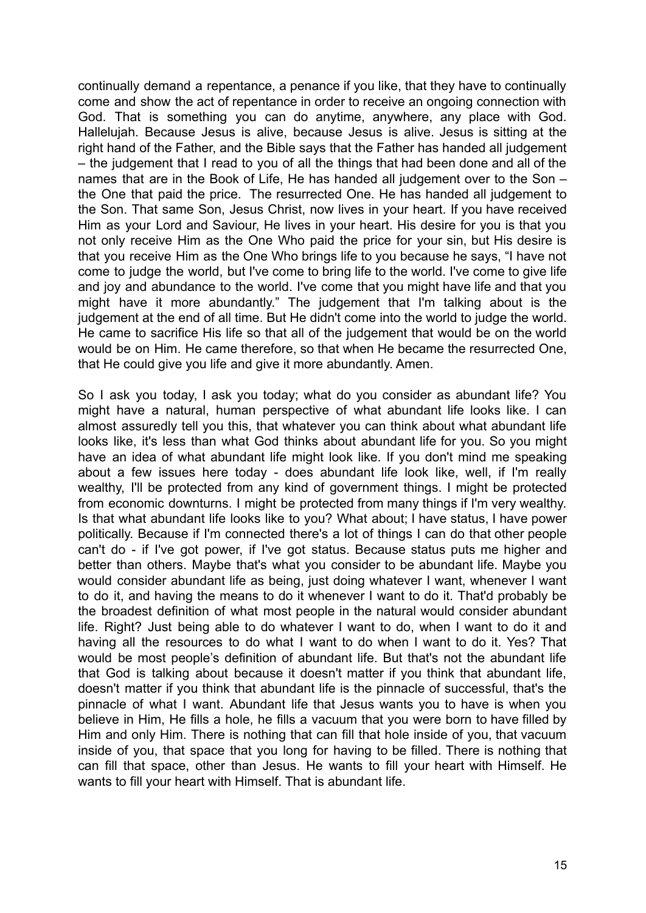continually demand a repentance, a penance if you like, that they have to continually come and show the act of repentance in order to receive an ongoing connection with God. That is something you can do anytime, anywhere, any place with God. Hallelujah. Because Jesus is alive, because Jesus is alive. Jesus is sitting at the right hand of the Father, and the Bible says that the Father has handed all judgement – the judgement that I read to you of all the things that had been done and all of the names that are in the Book of Life, He has handed all judgement over to the Son – the One that paid the price. The resurrected One. He has handed all judgement to the Son. That same Son, Jesus Christ, now lives in your heart. If you have received Him as your Lord and Saviour, He lives in your heart. His desire for you is that you not only receive Him as the One Who paid the price for your sin, but His desire is that you receive Him as the One Who brings life to you because he says, "I have not come to judge the world, but I've come to bring life to the world. I've come to give life and joy and abundance to the world. I've come that you might have life and that you might have it more abundantly." The judgement that I'm talking about is the judgement at the end of all time. But He didn't come into the world to judge the world. He came to sacrifice His life so that all of the judgement that would be on the world would be on Him. He came therefore, so that when He became the resurrected One, that He could give you life and give it more abundantly. Amen.

So I ask you today, I ask you today; what do you consider as abundant life? You might have a natural, human perspective of what abundant life looks like. I can almost assuredly tell you this, that whatever you can think about what abundant life looks like, it's less than what God thinks about abundant life for you. So you might have an idea of what abundant life might look like. If you don't mind me speaking about a few issues here today - does abundant life look like, well, if I'm really wealthy, I'll be protected from any kind of government things. I might be protected from economic downturns. I might be protected from many things if I'm very wealthy. Is that what abundant life looks like to you? What about; I have status, I have power politically. Because if I'm connected there's a lot of things I can do that other people can't do - if I've got power, if I've got status. Because status puts me higher and better than others. Maybe that's what you consider to be abundant life. Maybe you would consider abundant life as being, just doing whatever I want, whenever I want to do it, and having the means to do it whenever I want to do it. That'd probably be the broadest definition of what most people in the natural would consider abundant life. Right? Just being able to do whatever I want to do, when I want to do it and having all the resources to do what I want to do when I want to do it. Yes? That would be most people's definition of abundant life. But that's not the abundant life that God is talking about because it doesn't matter if you think that abundant life, doesn't matter if you think that abundant life is the pinnacle of successful, that's the pinnacle of what I want. Abundant life that Jesus wants you to have is when you believe in Him, He fills a hole, he fills a vacuum that you were born to have filled by Him and only Him. There is nothing that can fill that hole inside of you, that vacuum inside of you, that space that you long for having to be filled. There is nothing that can fill that space, other than Jesus. He wants to fill your heart with Himself. He wants to fill your heart with Himself. That is abundant life.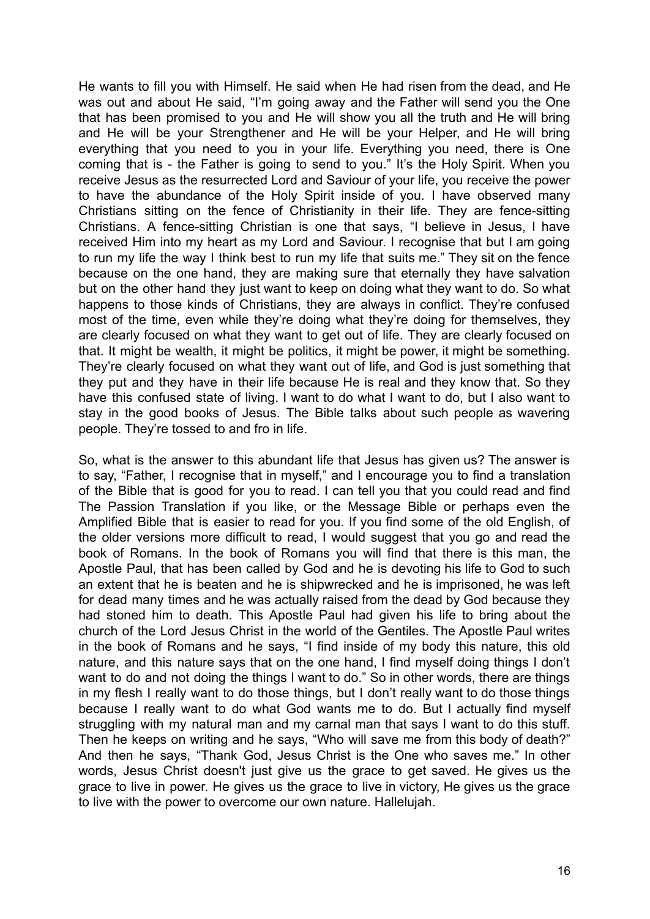He wants to fill you with Himself. He said when He had risen from the dead, and He was out and about He said, "I'm going away and the Father will send you the One that has been promised to you and He will show you all the truth and He will bring and He will be your Strengthener and He will be your Helper, and He will bring everything that you need to you in your life. Everything you need, there is One coming that is - the Father is going to send to you." It's the Holy Spirit. When you receive Jesus as the resurrected Lord and Saviour of your life, you receive the power to have the abundance of the Holy Spirit inside of you. I have observed many Christians sitting on the fence of Christianity in their life. They are fence-sitting Christians. A fence-sitting Christian is one that says, "I believe in Jesus, I have received Him into my heart as my Lord and Saviour. I recognise that but I am going to run my life the way I think best to run my life that suits me." They sit on the fence because on the one hand, they are making sure that eternally they have salvation but on the other hand they just want to keep on doing what they want to do. So what happens to those kinds of Christians, they are always in conflict. They're confused most of the time, even while they're doing what they're doing for themselves, they are clearly focused on what they want to get out of life. They are clearly focused on that. It might be wealth, it might be politics, it might be power, it might be something. They're clearly focused on what they want out of life, and God is just something that they put and they have in their life because He is real and they know that. So they have this confused state of living. I want to do what I want to do, but I also want to stay in the good books of Jesus. The Bible talks about such people as wavering people. They're tossed to and fro in life.

So, what is the answer to this abundant life that Jesus has given us? The answer is to say, "Father, I recognise that in myself," and I encourage you to find a translation of the Bible that is good for you to read. I can tell you that you could read and find The Passion Translation if you like, or the Message Bible or perhaps even the Amplified Bible that is easier to read for you. If you find some of the old English, of the older versions more difficult to read, I would suggest that you go and read the book of Romans. In the book of Romans you will find that there is this man, the Apostle Paul, that has been called by God and he is devoting his life to God to such an extent that he is beaten and he is shipwrecked and he is imprisoned, he was left for dead many times and he was actually raised from the dead by God because they had stoned him to death. This Apostle Paul had given his life to bring about the church of the Lord Jesus Christ in the world of the Gentiles. The Apostle Paul writes in the book of Romans and he says, "I find inside of my body this nature, this old nature, and this nature says that on the one hand, I find myself doing things I don't want to do and not doing the things I want to do." So in other words, there are things in my flesh I really want to do those things, but I don't really want to do those things because I really want to do what God wants me to do. But I actually find myself struggling with my natural man and my carnal man that says I want to do this stuff. Then he keeps on writing and he says, "Who will save me from this body of death?" And then he says, "Thank God, Jesus Christ is the One who saves me." In other words, Jesus Christ doesn't just give us the grace to get saved. He gives us the grace to live in power. He gives us the grace to live in victory, He gives us the grace to live with the power to overcome our own nature. Hallelujah.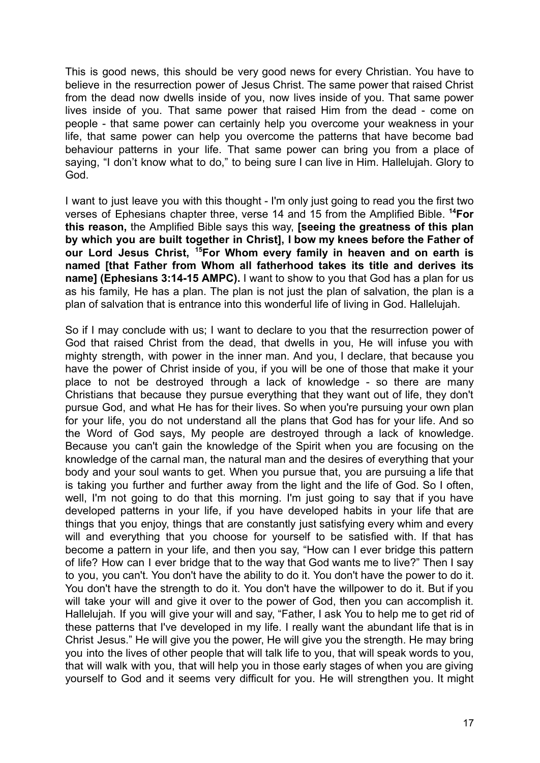This is good news, this should be very good news for every Christian. You have to believe in the resurrection power of Jesus Christ. The same power that raised Christ from the dead now dwells inside of you, now lives inside of you. That same power lives inside of you. That same power that raised Him from the dead - come on people - that same power can certainly help you overcome your weakness in your life, that same power can help you overcome the patterns that have become bad behaviour patterns in your life. That same power can bring you from a place of saying, "I don't know what to do," to being sure I can live in Him. Hallelujah. Glory to God.

I want to just leave you with this thought - I'm only just going to read you the first two verses of Ephesians chapter three, verse 14 and 15 from the Amplified Bible. **[14]For this reason,** the Amplified Bible says this way, **[seeing the greatness of this plan by which you are built together in Christ], I bow my knees before the Father of our Lord Jesus Christ, [15]For Whom every family in heaven and on earth is named [that Father from Whom all fatherhood takes its title and derives its name] (Ephesians 3:14-15 AMPC).** I want to show to you that God has a plan for us as his family, He has a plan. The plan is not just the plan of salvation, the plan is a plan of salvation that is entrance into this wonderful life of living in God. Hallelujah.

So if I may conclude with us; I want to declare to you that the resurrection power of God that raised Christ from the dead, that dwells in you, He will infuse you with mighty strength, with power in the inner man. And you, I declare, that because you have the power of Christ inside of you, if you will be one of those that make it your place to not be destroyed through a lack of knowledge - so there are many Christians that because they pursue everything that they want out of life, they don't pursue God, and what He has for their lives. So when you're pursuing your own plan for your life, you do not understand all the plans that God has for your life. And so the Word of God says, My people are destroyed through a lack of knowledge. Because you can't gain the knowledge of the Spirit when you are focusing on the knowledge of the carnal man, the natural man and the desires of everything that your body and your soul wants to get. When you pursue that, you are pursuing a life that is taking you further and further away from the light and the life of God. So I often, well, I'm not going to do that this morning. I'm just going to say that if you have developed patterns in your life, if you have developed habits in your life that are things that you enjoy, things that are constantly just satisfying every whim and every will and everything that you choose for yourself to be satisfied with. If that has become a pattern in your life, and then you say, "How can I ever bridge this pattern of life? How can I ever bridge that to the way that God wants me to live?" Then I say to you, you can't. You don't have the ability to do it. You don't have the power to do it. You don't have the strength to do it. You don't have the willpower to do it. But if you will take your will and give it over to the power of God, then you can accomplish it. Hallelujah. If you will give your will and say, "Father, I ask You to help me to get rid of these patterns that I've developed in my life. I really want the abundant life that is in Christ Jesus." He will give you the power, He will give you the strength. He may bring you into the lives of other people that will talk life to you, that will speak words to you, that will walk with you, that will help you in those early stages of when you are giving yourself to God and it seems very difficult for you. He will strengthen you. It might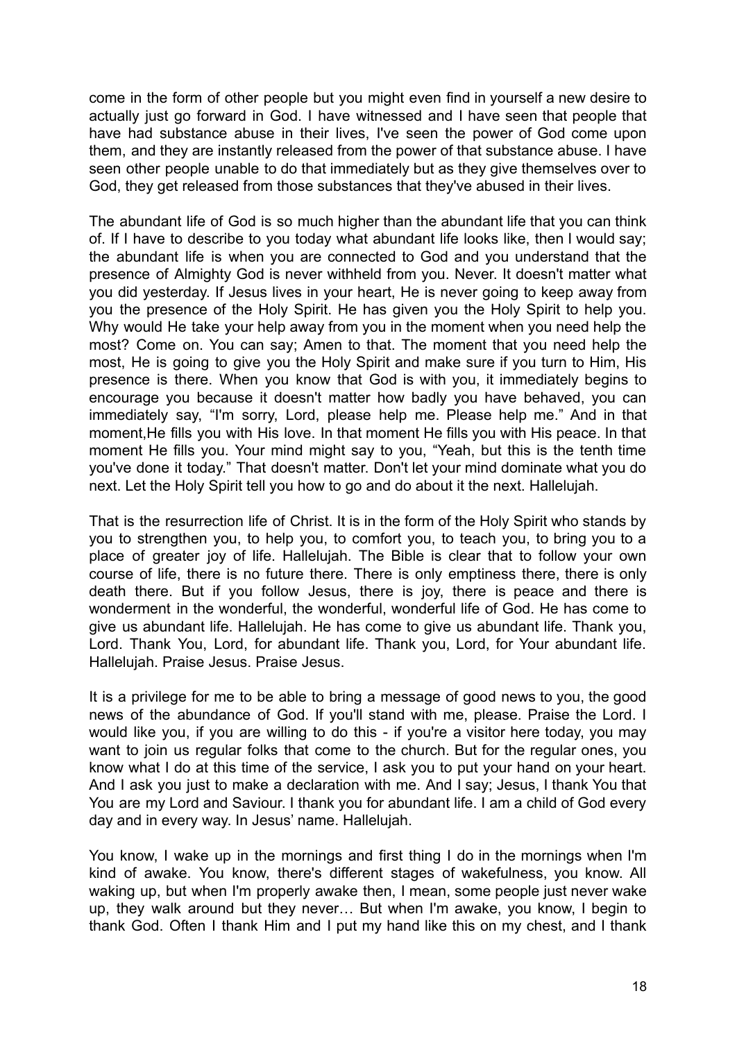come in the form of other people but you might even find in yourself a new desire to actually just go forward in God. I have witnessed and I have seen that people that have had substance abuse in their lives, I've seen the power of God come upon them, and they are instantly released from the power of that substance abuse. I have seen other people unable to do that immediately but as they give themselves over to God, they get released from those substances that they've abused in their lives.

The abundant life of God is so much higher than the abundant life that you can think of. If I have to describe to you today what abundant life looks like, then I would say; the abundant life is when you are connected to God and you understand that the presence of Almighty God is never withheld from you. Never. It doesn't matter what you did yesterday. If Jesus lives in your heart, He is never going to keep away from you the presence of the Holy Spirit. He has given you the Holy Spirit to help you. Why would He take your help away from you in the moment when you need help the most? Come on. You can say; Amen to that. The moment that you need help the most, He is going to give you the Holy Spirit and make sure if you turn to Him, His presence is there. When you know that God is with you, it immediately begins to encourage you because it doesn't matter how badly you have behaved, you can immediately say, "I'm sorry, Lord, please help me. Please help me." And in that moment,He fills you with His love. In that moment He fills you with His peace. In that moment He fills you. Your mind might say to you, "Yeah, but this is the tenth time you've done it today." That doesn't matter. Don't let your mind dominate what you do next. Let the Holy Spirit tell you how to go and do about it the next. Hallelujah.

That is the resurrection life of Christ. It is in the form of the Holy Spirit who stands by you to strengthen you, to help you, to comfort you, to teach you, to bring you to a place of greater joy of life. Hallelujah. The Bible is clear that to follow your own course of life, there is no future there. There is only emptiness there, there is only death there. But if you follow Jesus, there is joy, there is peace and there is wonderment in the wonderful, the wonderful, wonderful life of God. He has come to give us abundant life. Hallelujah. He has come to give us abundant life. Thank you, Lord. Thank You, Lord, for abundant life. Thank you, Lord, for Your abundant life. Hallelujah. Praise Jesus. Praise Jesus.

It is a privilege for me to be able to bring a message of good news to you, the good news of the abundance of God. If you'll stand with me, please. Praise the Lord. I would like you, if you are willing to do this - if you're a visitor here today, you may want to join us regular folks that come to the church. But for the regular ones, you know what I do at this time of the service, I ask you to put your hand on your heart. And I ask you just to make a declaration with me. And I say; Jesus, I thank You that You are my Lord and Saviour. I thank you for abundant life. I am a child of God every day and in every way. In Jesus' name. Hallelujah.

You know, I wake up in the mornings and first thing I do in the mornings when I'm kind of awake. You know, there's different stages of wakefulness, you know. All waking up, but when I'm properly awake then, I mean, some people just never wake up, they walk around but they never… But when I'm awake, you know, I begin to thank God. Often I thank Him and I put my hand like this on my chest, and I thank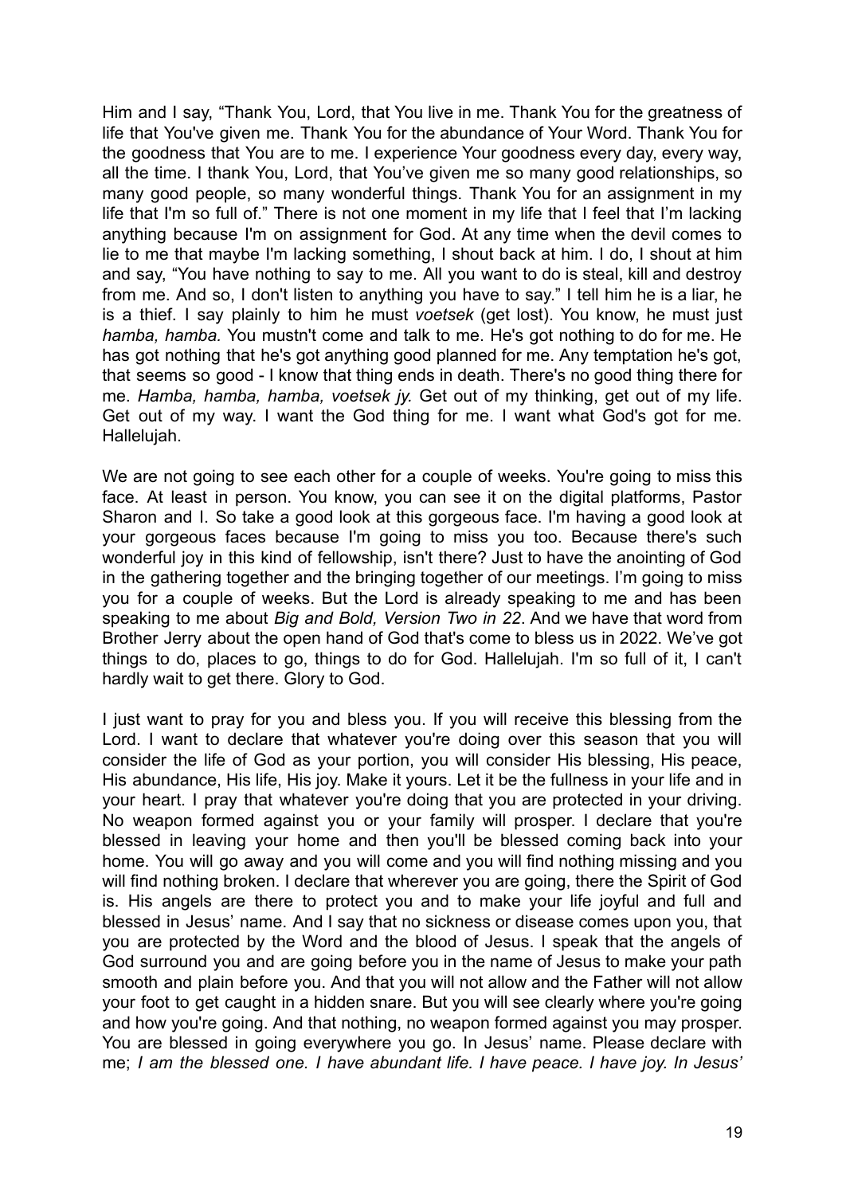Him and I say, "Thank You, Lord, that You live in me. Thank You for the greatness of life that You've given me. Thank You for the abundance of Your Word. Thank You for the goodness that You are to me. I experience Your goodness every day, every way, all the time. I thank You, Lord, that You've given me so many good relationships, so many good people, so many wonderful things. Thank You for an assignment in my life that I'm so full of." There is not one moment in my life that I feel that I'm lacking anything because I'm on assignment for God. At any time when the devil comes to lie to me that maybe I'm lacking something, I shout back at him. I do, I shout at him and say, "You have nothing to say to me. All you want to do is steal, kill and destroy from me. And so, I don't listen to anything you have to say." I tell him he is a liar, he is a thief. I say plainly to him he must *voetsek* (get lost). You know, he must just *hamba, hamba.* You mustn't come and talk to me. He's got nothing to do for me. He has got nothing that he's got anything good planned for me. Any temptation he's got, that seems so good - I know that thing ends in death. There's no good thing there for me. *Hamba, hamba, hamba, voetsek jy.* Get out of my thinking, get out of my life. Get out of my way. I want the God thing for me. I want what God's got for me. Hallelujah.

We are not going to see each other for a couple of weeks. You're going to miss this face. At least in person. You know, you can see it on the digital platforms, Pastor Sharon and I. So take a good look at this gorgeous face. I'm having a good look at your gorgeous faces because I'm going to miss you too. Because there's such wonderful joy in this kind of fellowship, isn't there? Just to have the anointing of God in the gathering together and the bringing together of our meetings. I'm going to miss you for a couple of weeks. But the Lord is already speaking to me and has been speaking to me about *Big and Bold, Version Two in 22*. And we have that word from Brother Jerry about the open hand of God that's come to bless us in 2022. We've got things to do, places to go, things to do for God. Hallelujah. I'm so full of it, I can't hardly wait to get there. Glory to God.

I just want to pray for you and bless you. If you will receive this blessing from the Lord. I want to declare that whatever you're doing over this season that you will consider the life of God as your portion, you will consider His blessing, His peace, His abundance, His life, His joy. Make it yours. Let it be the fullness in your life and in your heart. I pray that whatever you're doing that you are protected in your driving. No weapon formed against you or your family will prosper. I declare that you're blessed in leaving your home and then you'll be blessed coming back into your home. You will go away and you will come and you will find nothing missing and you will find nothing broken. I declare that wherever you are going, there the Spirit of God is. His angels are there to protect you and to make your life joyful and full and blessed in Jesus' name. And I say that no sickness or disease comes upon you, that you are protected by the Word and the blood of Jesus. I speak that the angels of God surround you and are going before you in the name of Jesus to make your path smooth and plain before you. And that you will not allow and the Father will not allow your foot to get caught in a hidden snare. But you will see clearly where you're going and how you're going. And that nothing, no weapon formed against you may prosper. You are blessed in going everywhere you go. In Jesus' name. Please declare with me; *I am the blessed one. I have abundant life. I have peace. I have joy. In Jesus'*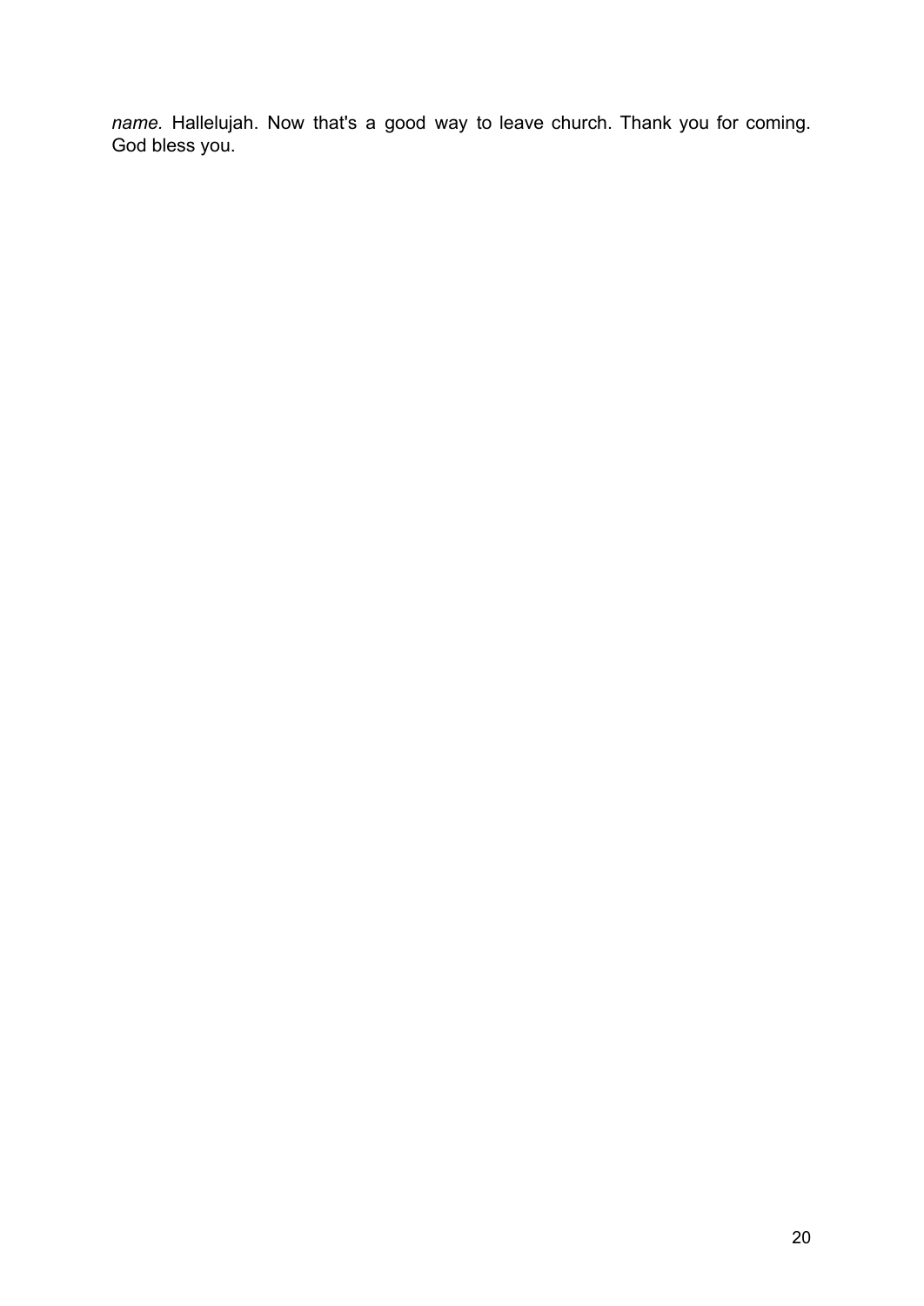*name.* Hallelujah. Now that's a good way to leave church. Thank you for coming. God bless you.